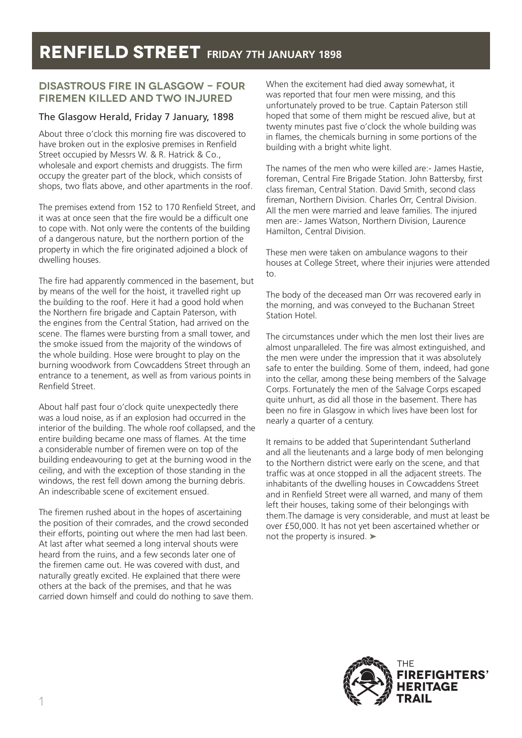# RENFIELD STREET FRIDAY 7TH JANUARY 1898

## DISASTROUS FIRE IN GLASGOW – FOUR FIREMEN KILLED AND TWO INJURED

### The Glasgow Herald, Friday 7 January, 1898

About three o'clock this morning fire was discovered to have broken out in the explosive premises in Renfield Street occupied by Messrs W. & R. Hatrick & Co., wholesale and export chemists and druggists. The firm occupy the greater part of the block, which consists of shops, two flats above, and other apartments in the roof.

The premises extend from 152 to 170 Renfield Street, and it was at once seen that the fire would be a difficult one to cope with. Not only were the contents of the building of a dangerous nature, but the northern portion of the property in which the fire originated adjoined a block of dwelling houses.

The fire had apparently commenced in the basement, but by means of the well for the hoist, it travelled right up the building to the roof. Here it had a good hold when the Northern fire brigade and Captain Paterson, with the engines from the Central Station, had arrived on the scene. The flames were bursting from a small tower, and the smoke issued from the majority of the windows of the whole building. Hose were brought to play on the burning woodwork from Cowcaddens Street through an entrance to a tenement, as well as from various points in Renfield Street.

About half past four o'clock quite unexpectedly there was a loud noise, as if an explosion had occurred in the interior of the building. The whole roof collapsed, and the entire building became one mass of flames. At the time a considerable number of firemen were on top of the building endeavouring to get at the burning wood in the ceiling, and with the exception of those standing in the windows, the rest fell down among the burning debris. An indescribable scene of excitement ensued.

The firemen rushed about in the hopes of ascertaining the position of their comrades, and the crowd seconded their efforts, pointing out where the men had last been. At last after what seemed a long interval shouts were heard from the ruins, and a few seconds later one of the firemen came out. He was covered with dust, and naturally greatly excited. He explained that there were others at the back of the premises, and that he was carried down himself and could do nothing to save them.

When the excitement had died away somewhat, it was reported that four men were missing, and this unfortunately proved to be true. Captain Paterson still hoped that some of them might be rescued alive, but at twenty minutes past five o'clock the whole building was in flames, the chemicals burning in some portions of the building with a bright white light.

The names of the men who were killed are:- James Hastie, foreman, Central Fire Brigade Station. John Battersby, first class fireman, Central Station. David Smith, second class fireman, Northern Division. Charles Orr, Central Division. All the men were married and leave families. The injured men are:- James Watson, Northern Division, Laurence Hamilton, Central Division.

These men were taken on ambulance wagons to their houses at College Street, where their injuries were attended to.

The body of the deceased man Orr was recovered early in the morning, and was conveyed to the Buchanan Street Station Hotel.

The circumstances under which the men lost their lives are almost unparalleled. The fire was almost extinguished, and the men were under the impression that it was absolutely safe to enter the building. Some of them, indeed, had gone into the cellar, among these being members of the Salvage Corps. Fortunately the men of the Salvage Corps escaped quite unhurt, as did all those in the basement. There has been no fire in Glasgow in which lives have been lost for nearly a quarter of a century.

It remains to be added that Superintendant Sutherland and all the lieutenants and a large body of men belonging to the Northern district were early on the scene, and that traffic was at once stopped in all the adjacent streets. The inhabitants of the dwelling houses in Cowcaddens Street and in Renfield Street were all warned, and many of them left their houses, taking some of their belongings with them.The damage is very considerable, and must at least be over £50,000. It has not yet been ascertained whether or not the property is insured. ➤

THE FIREFIGHTERS' HERITAGE TRAIL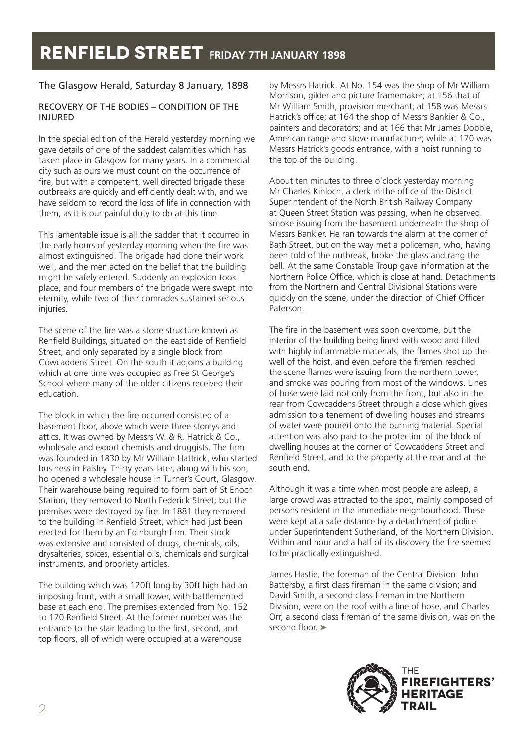# RENFIELD STREET FRIDAY 7TH JANUARY 1898

The Glasgow Herald, Saturday 8 January, 1898

RECOVERY OF THE BODIES – CONDITION OF THE INJURED

In the special edition of the Herald yesterday morning we gave details of one of the saddest calamities which has taken place in Glasgow for many years. In a commercial city such as ours we must count on the occurrence of fire, but with a competent, well directed brigade these outbreaks are quickly and efficiently dealt with, and we have seldom to record the loss of life in connection with them, as it is our painful duty to do at this time.

This lamentable issue is all the sadder that it occurred in the early hours of yesterday morning when the fire was almost extinguished. The brigade had done their work well, and the men acted on the belief that the building might be safely entered. Suddenly an explosion took place, and four members of the brigade were swept into eternity, while two of their comrades sustained serious injuries.

The scene of the fire was a stone structure known as Renfield Buildings, situated on the east side of Renfield Street, and only separated by a single block from Cowcaddens Street. On the south it adjoins a building which at one time was occupied as Free St George's School where many of the older citizens received their education.

The block in which the fire occurred consisted of a basement floor, above which were three storeys and attics. It was owned by Messrs W. & R. Hatrick & Co., wholesale and export chemists and druggists. The firm was founded in 1830 by Mr William Hattrick, who started business in Paisley. Thirty years later, along with his son, ho opened a wholesale house in Turner's Court, Glasgow. Their warehouse being required to form part of St Enoch Station, they removed to North Federick Street; but the premises were destroyed by fire. In 1881 they removed to the building in Renfield Street, which had just been erected for them by an Edinburgh firm. Their stock was extensive and consisted of drugs, chemicals, oils, drysalteries, spices, essential oils, chemicals and surgical instruments, and propriety articles.

The building which was 120ft long by 30ft high had an imposing front, with a small tower, with battlemented base at each end. The premises extended from No. 152 to 170 Renfield Street. At the former number was the entrance to the stair leading to the first, second, and top floors, all of which were occupied at a warehouse by Messrs Hatrick. At No. 154 was the shop of Mr William Morrison, gilder and picture framemaker; at 156 that of Mr William Smith, provision merchant; at 158 was Messrs Hatrick's office; at 164 the shop of Messrs Bankier & Co., painters and decorators; and at 166 that Mr James Dobbie, American range and stove manufacturer; while at 170 was Messrs Hatrick's goods entrance, with a hoist running to the top of the building.

About ten minutes to three o'clock yesterday morning Mr Charles Kinloch, a clerk in the office of the District Superintendent of the North British Railway Company at Queen Street Station was passing, when he observed smoke issuing from the basement underneath the shop of Messrs Bankier. He ran towards the alarm at the corner of Bath Street, but on the way met a policeman, who, having been told of the outbreak, broke the glass and rang the bell. At the same Constable Troup gave information at the Northern Police Office, which is close at hand. Detachments from the Northern and Central Divisional Stations were quickly on the scene, under the direction of Chief Officer Paterson.

The fire in the basement was soon overcome, but the interior of the building being lined with wood and filled with highly inflammable materials, the flames shot up the well of the hoist, and even before the firemen reached the scene flames were issuing from the northern tower, and smoke was pouring from most of the windows. Lines of hose were laid not only from the front, but also in the rear from Cowcaddens Street through a close which gives admission to a tenement of dwelling houses and streams of water were poured onto the burning material. Special attention was also paid to the protection of the block of dwelling houses at the corner of Cowcaddens Street and Renfield Street, and to the property at the rear and at the south end.

Although it was a time when most people are asleep, a large crowd was attracted to the spot, mainly composed of persons resident in the immediate neighbourhood. These were kept at a safe distance by a detachment of police under Superintendent Sutherland, of the Northern Division. Within and hour and a half of its discovery the fire seemed to be practically extinguished.

James Hastie, the foreman of the Central Division: John Battersby, a first class fireman in the same division; and David Smith, a second class fireman in the Northern Division, were on the roof with a line of hose, and Charles Orr, a second class fireman of the same division, was on the second floor. ➤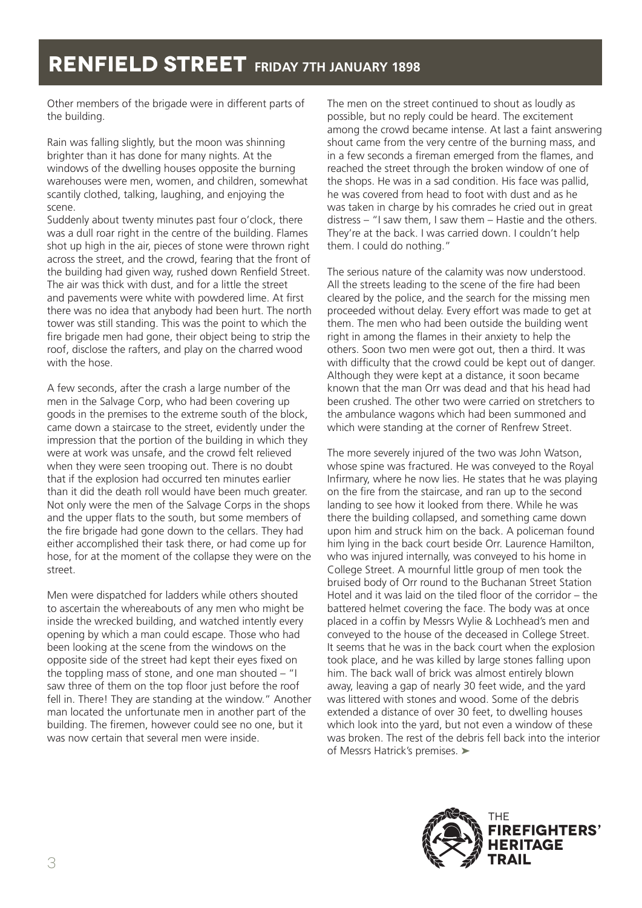# RENFIELD STREET FRIDAY 7TH JANUARY 1898

Other members of the brigade were in different parts of the building.

Rain was falling slightly, but the moon was shinning brighter than it has done for many nights. At the windows of the dwelling houses opposite the burning warehouses were men, women, and children, somewhat scantily clothed, talking, laughing, and enjoying the scene.
Suddenly about twenty minutes past four o'clock, there was a dull roar right in the centre of the building. Flames shot up high in the air, pieces of stone were thrown right across the street, and the crowd, fearing that the front of the building had given way, rushed down Renfield Street. The air was thick with dust, and for a little the street and pavements were white with powdered lime. At first there was no idea that anybody had been hurt. The north tower was still standing. This was the point to which the fire brigade men had gone, their object being to strip the roof, disclose the rafters, and play on the charred wood with the hose.

A few seconds, after the crash a large number of the men in the Salvage Corp, who had been covering up goods in the premises to the extreme south of the block, came down a staircase to the street, evidently under the impression that the portion of the building in which they were at work was unsafe, and the crowd felt relieved when they were seen trooping out. There is no doubt that if the explosion had occurred ten minutes earlier than it did the death roll would have been much greater. Not only were the men of the Salvage Corps in the shops and the upper flats to the south, but some members of the fire brigade had gone down to the cellars. They had either accomplished their task there, or had come up for hose, for at the moment of the collapse they were on the street.

Men were dispatched for ladders while others shouted to ascertain the whereabouts of any men who might be inside the wrecked building, and watched intently every opening by which a man could escape. Those who had been looking at the scene from the windows on the opposite side of the street had kept their eyes fixed on the toppling mass of stone, and one man shouted – "I saw three of them on the top floor just before the roof fell in. There! They are standing at the window." Another man located the unfortunate men in another part of the building. The firemen, however could see no one, but it was now certain that several men were inside.

The men on the street continued to shout as loudly as possible, but no reply could be heard. The excitement among the crowd became intense. At last a faint answering shout came from the very centre of the burning mass, and in a few seconds a fireman emerged from the flames, and reached the street through the broken window of one of the shops. He was in a sad condition. His face was pallid, he was covered from head to foot with dust and as he was taken in charge by his comrades he cried out in great distress – "I saw them, I saw them – Hastie and the others. They're at the back. I was carried down. I couldn't help them. I could do nothing."

The serious nature of the calamity was now understood. All the streets leading to the scene of the fire had been cleared by the police, and the search for the missing men proceeded without delay. Every effort was made to get at them. The men who had been outside the building went right in among the flames in their anxiety to help the others. Soon two men were got out, then a third. It was with difficulty that the crowd could be kept out of danger. Although they were kept at a distance, it soon became known that the man Orr was dead and that his head had been crushed. The other two were carried on stretchers to the ambulance wagons which had been summoned and which were standing at the corner of Renfrew Street.

The more severely injured of the two was John Watson, whose spine was fractured. He was conveyed to the Royal Infirmary, where he now lies. He states that he was playing on the fire from the staircase, and ran up to the second landing to see how it looked from there. While he was there the building collapsed, and something came down upon him and struck him on the back. A policeman found him lying in the back court beside Orr. Laurence Hamilton, who was injured internally, was conveyed to his home in College Street. A mournful little group of men took the bruised body of Orr round to the Buchanan Street Station Hotel and it was laid on the tiled floor of the corridor – the battered helmet covering the face. The body was at once placed in a coffin by Messrs Wylie & Lochhead's men and conveyed to the house of the deceased in College Street. It seems that he was in the back court when the explosion took place, and he was killed by large stones falling upon him. The back wall of brick was almost entirely blown away, leaving a gap of nearly 30 feet wide, and the yard was littered with stones and wood. Some of the debris extended a distance of over 30 feet, to dwelling houses which look into the yard, but not even a window of these was broken. The rest of the debris fell back into the interior of Messrs Hatrick's premises. ➤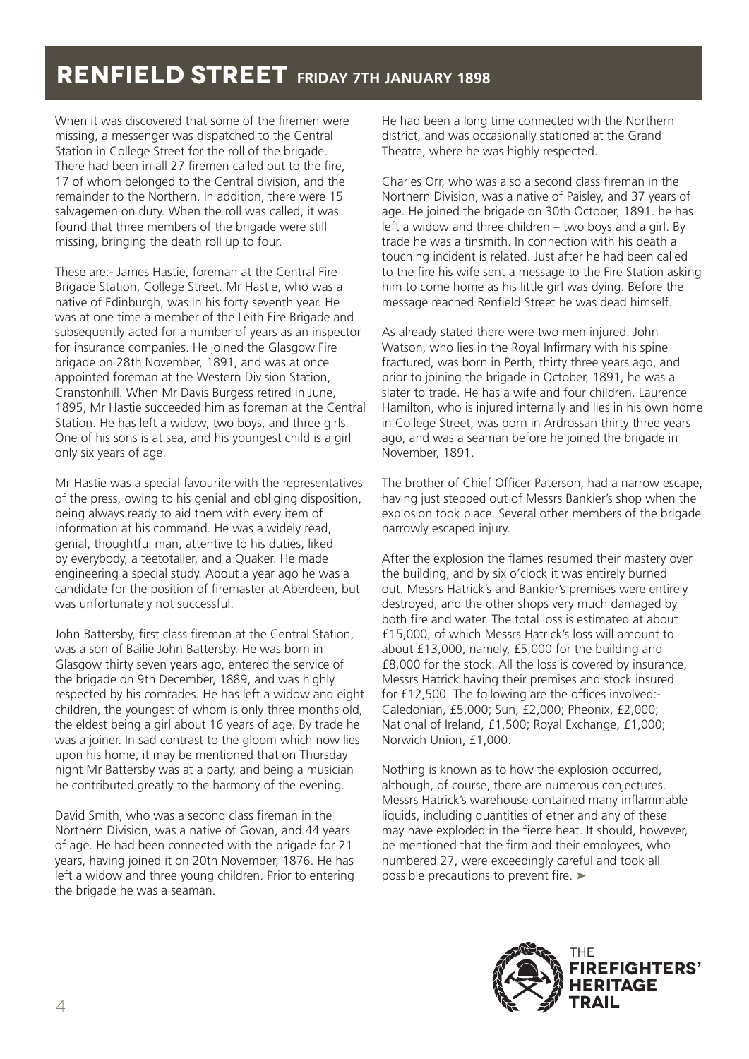## RENFIELD STREET FRIDAY 7TH JANUARY 1898

When it was discovered that some of the firemen were missing, a messenger was dispatched to the Central Station in College Street for the roll of the brigade. There had been in all 27 firemen called out to the fire, 17 of whom belonged to the Central division, and the remainder to the Northern. In addition, there were 15 salvagemen on duty. When the roll was called, it was found that three members of the brigade were still missing, bringing the death roll up to four.

These are:- James Hastie, foreman at the Central Fire Brigade Station, College Street. Mr Hastie, who was a native of Edinburgh, was in his forty seventh year. He was at one time a member of the Leith Fire Brigade and subsequently acted for a number of years as an inspector for insurance companies. He joined the Glasgow Fire brigade on 28th November, 1891, and was at once appointed foreman at the Western Division Station, Cranstonhill. When Mr Davis Burgess retired in June, 1895, Mr Hastie succeeded him as foreman at the Central Station. He has left a widow, two boys, and three girls. One of his sons is at sea, and his youngest child is a girl only six years of age.

Mr Hastie was a special favourite with the representatives of the press, owing to his genial and obliging disposition, being always ready to aid them with every item of information at his command. He was a widely read, genial, thoughtful man, attentive to his duties, liked by everybody, a teetotaller, and a Quaker. He made engineering a special study. About a year ago he was a candidate for the position of firemaster at Aberdeen, but was unfortunately not successful.

John Battersby, first class fireman at the Central Station, was a son of Bailie John Battersby. He was born in Glasgow thirty seven years ago, entered the service of the brigade on 9th December, 1889, and was highly respected by his comrades. He has left a widow and eight children, the youngest of whom is only three months old, the eldest being a girl about 16 years of age. By trade he was a joiner. In sad contrast to the gloom which now lies upon his home, it may be mentioned that on Thursday night Mr Battersby was at a party, and being a musician he contributed greatly to the harmony of the evening.

David Smith, who was a second class fireman in the Northern Division, was a native of Govan, and 44 years of age. He had been connected with the brigade for 21 years, having joined it on 20th November, 1876. He has left a widow and three young children. Prior to entering the brigade he was a seaman.

He had been a long time connected with the Northern district, and was occasionally stationed at the Grand Theatre, where he was highly respected.

Charles Orr, who was also a second class fireman in the Northern Division, was a native of Paisley, and 37 years of age. He joined the brigade on 30th October, 1891. he has left a widow and three children – two boys and a girl. By trade he was a tinsmith. In connection with his death a touching incident is related. Just after he had been called to the fire his wife sent a message to the Fire Station asking him to come home as his little girl was dying. Before the message reached Renfield Street he was dead himself.

As already stated there were two men injured. John Watson, who lies in the Royal Infirmary with his spine fractured, was born in Perth, thirty three years ago, and prior to joining the brigade in October, 1891, he was a slater to trade. He has a wife and four children. Laurence Hamilton, who is injured internally and lies in his own home in College Street, was born in Ardrossan thirty three years ago, and was a seaman before he joined the brigade in November, 1891.

The brother of Chief Officer Paterson, had a narrow escape, having just stepped out of Messrs Bankier's shop when the explosion took place. Several other members of the brigade narrowly escaped injury.

After the explosion the flames resumed their mastery over the building, and by six o'clock it was entirely burned out. Messrs Hatrick's and Bankier's premises were entirely destroyed, and the other shops very much damaged by both fire and water. The total loss is estimated at about £15,000, of which Messrs Hatrick's loss will amount to about £13,000, namely, £5,000 for the building and £8,000 for the stock. All the loss is covered by insurance, Messrs Hatrick having their premises and stock insured for £12,500. The following are the offices involved:- Caledonian, £5,000; Sun, £2,000; Pheonix, £2,000; National of Ireland, £1,500; Royal Exchange, £1,000; Norwich Union, £1,000.

Nothing is known as to how the explosion occurred, although, of course, there are numerous conjectures. Messrs Hatrick's warehouse contained many inflammable liquids, including quantities of ether and any of these may have exploded in the fierce heat. It should, however, be mentioned that the firm and their employees, who numbered 27, were exceedingly careful and took all possible precautions to prevent fire. ➤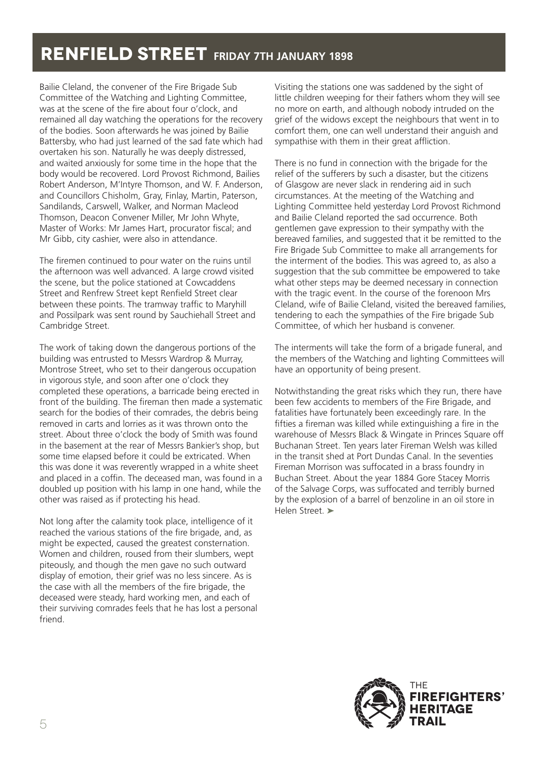# RENFIELD STREET FRIDAY 7TH JANUARY 1898

Bailie Cleland, the convener of the Fire Brigade Sub Committee of the Watching and Lighting Committee, was at the scene of the fire about four o'clock, and remained all day watching the operations for the recovery of the bodies. Soon afterwards he was joined by Bailie Battersby, who had just learned of the sad fate which had overtaken his son. Naturally he was deeply distressed, and waited anxiously for some time in the hope that the body would be recovered. Lord Provost Richmond, Bailies Robert Anderson, M'Intyre Thomson, and W. F. Anderson, and Councillors Chisholm, Gray, Finlay, Martin, Paterson, Sandilands, Carswell, Walker, and Norman Macleod Thomson, Deacon Convener Miller, Mr John Whyte, Master of Works: Mr James Hart, procurator fiscal; and Mr Gibb, city cashier, were also in attendance.

The firemen continued to pour water on the ruins until the afternoon was well advanced. A large crowd visited the scene, but the police stationed at Cowcaddens Street and Renfrew Street kept Renfield Street clear between these points. The tramway traffic to Maryhill and Possilpark was sent round by Sauchiehall Street and Cambridge Street.

The work of taking down the dangerous portions of the building was entrusted to Messrs Wardrop & Murray, Montrose Street, who set to their dangerous occupation in vigorous style, and soon after one o'clock they completed these operations, a barricade being erected in front of the building. The fireman then made a systematic search for the bodies of their comrades, the debris being removed in carts and lorries as it was thrown onto the street. About three o'clock the body of Smith was found in the basement at the rear of Messrs Bankier's shop, but some time elapsed before it could be extricated. When this was done it was reverently wrapped in a white sheet and placed in a coffin. The deceased man, was found in a doubled up position with his lamp in one hand, while the other was raised as if protecting his head.

Not long after the calamity took place, intelligence of it reached the various stations of the fire brigade, and, as might be expected, caused the greatest consternation. Women and children, roused from their slumbers, wept piteously, and though the men gave no such outward display of emotion, their grief was no less sincere. As is the case with all the members of the fire brigade, the deceased were steady, hard working men, and each of their surviving comrades feels that he has lost a personal friend.

Visiting the stations one was saddened by the sight of little children weeping for their fathers whom they will see no more on earth, and although nobody intruded on the grief of the widows except the neighbours that went in to comfort them, one can well understand their anguish and sympathise with them in their great affliction.

There is no fund in connection with the brigade for the relief of the sufferers by such a disaster, but the citizens of Glasgow are never slack in rendering aid in such circumstances. At the meeting of the Watching and Lighting Committee held yesterday Lord Provost Richmond and Bailie Cleland reported the sad occurrence. Both gentlemen gave expression to their sympathy with the bereaved families, and suggested that it be remitted to the Fire Brigade Sub Committee to make all arrangements for the interment of the bodies. This was agreed to, as also a suggestion that the sub committee be empowered to take what other steps may be deemed necessary in connection with the tragic event. In the course of the forenoon Mrs Cleland, wife of Bailie Cleland, visited the bereaved families, tendering to each the sympathies of the Fire brigade Sub Committee, of which her husband is convener.

The interments will take the form of a brigade funeral, and the members of the Watching and lighting Committees will have an opportunity of being present.

Notwithstanding the great risks which they run, there have been few accidents to members of the Fire Brigade, and fatalities have fortunately been exceedingly rare. In the fifties a fireman was killed while extinguishing a fire in the warehouse of Messrs Black & Wingate in Princes Square off Buchanan Street. Ten years later Fireman Welsh was killed in the transit shed at Port Dundas Canal. In the seventies Fireman Morrison was suffocated in a brass foundry in Buchan Street. About the year 1884 Gore Stacey Morris of the Salvage Corps, was suffocated and terribly burned by the explosion of a barrel of benzoline in an oil store in Helen Street. ➤

THE FIREFIGHTERS' HERITAGE TRAIL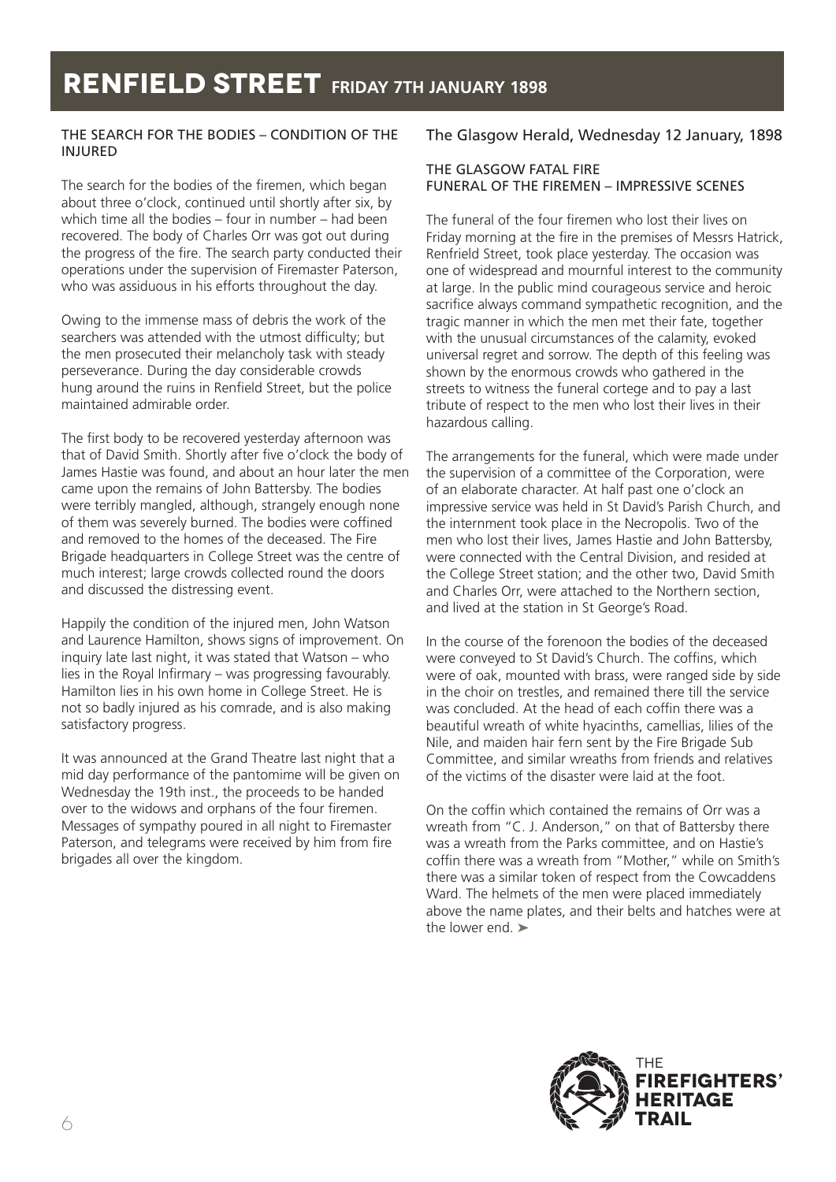# RENFIELD STREET FRIDAY 7TH JANUARY 1898

### THE SEARCH FOR THE BODIES – CONDITION OF THE INJURED

The search for the bodies of the firemen, which began about three o'clock, continued until shortly after six, by which time all the bodies – four in number – had been recovered. The body of Charles Orr was got out during the progress of the fire. The search party conducted their operations under the supervision of Firemaster Paterson, who was assiduous in his efforts throughout the day.

Owing to the immense mass of debris the work of the searchers was attended with the utmost difficulty; but the men prosecuted their melancholy task with steady perseverance. During the day considerable crowds hung around the ruins in Renfield Street, but the police maintained admirable order.

The first body to be recovered yesterday afternoon was that of David Smith. Shortly after five o'clock the body of James Hastie was found, and about an hour later the men came upon the remains of John Battersby. The bodies were terribly mangled, although, strangely enough none of them was severely burned. The bodies were coffined and removed to the homes of the deceased. The Fire Brigade headquarters in College Street was the centre of much interest; large crowds collected round the doors and discussed the distressing event.

Happily the condition of the injured men, John Watson and Laurence Hamilton, shows signs of improvement. On inquiry late last night, it was stated that Watson – who lies in the Royal Infirmary – was progressing favourably. Hamilton lies in his own home in College Street. He is not so badly injured as his comrade, and is also making satisfactory progress.

It was announced at the Grand Theatre last night that a mid day performance of the pantomime will be given on Wednesday the 19th inst., the proceeds to be handed over to the widows and orphans of the four firemen. Messages of sympathy poured in all night to Firemaster Paterson, and telegrams were received by him from fire brigades all over the kingdom.

## The Glasgow Herald, Wednesday 12 January, 1898

### THE GLASGOW FATAL FIRE
### FUNERAL OF THE FIREMEN – IMPRESSIVE SCENES

The funeral of the four firemen who lost their lives on Friday morning at the fire in the premises of Messrs Hatrick, Renfrield Street, took place yesterday. The occasion was one of widespread and mournful interest to the community at large. In the public mind courageous service and heroic sacrifice always command sympathetic recognition, and the tragic manner in which the men met their fate, together with the unusual circumstances of the calamity, evoked universal regret and sorrow. The depth of this feeling was shown by the enormous crowds who gathered in the streets to witness the funeral cortege and to pay a last tribute of respect to the men who lost their lives in their hazardous calling.

The arrangements for the funeral, which were made under the supervision of a committee of the Corporation, were of an elaborate character. At half past one o'clock an impressive service was held in St David's Parish Church, and the internment took place in the Necropolis. Two of the men who lost their lives, James Hastie and John Battersby, were connected with the Central Division, and resided at the College Street station; and the other two, David Smith and Charles Orr, were attached to the Northern section, and lived at the station in St George's Road.

In the course of the forenoon the bodies of the deceased were conveyed to St David's Church. The coffins, which were of oak, mounted with brass, were ranged side by side in the choir on trestles, and remained there till the service was concluded. At the head of each coffin there was a beautiful wreath of white hyacinths, camellias, lilies of the Nile, and maiden hair fern sent by the Fire Brigade Sub Committee, and similar wreaths from friends and relatives of the victims of the disaster were laid at the foot.

On the coffin which contained the remains of Orr was a wreath from "C. J. Anderson," on that of Battersby there was a wreath from the Parks committee, and on Hastie's coffin there was a wreath from "Mother," while on Smith's there was a similar token of respect from the Cowcaddens Ward. The helmets of the men were placed immediately above the name plates, and their belts and hatches were at the lower end. ➤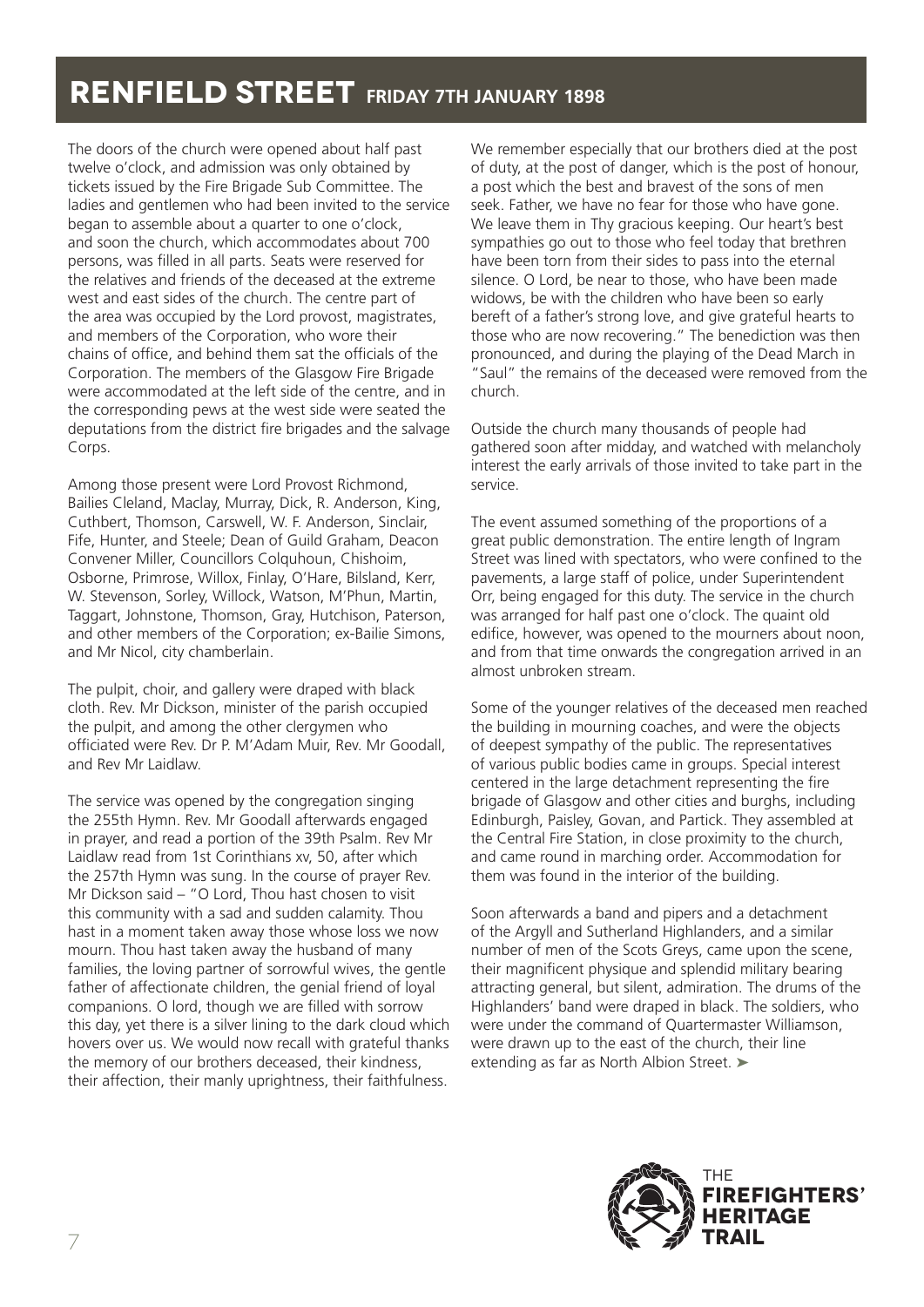# RENFIELD STREET FRIDAY 7TH JANUARY 1898

The doors of the church were opened about half past twelve o'clock, and admission was only obtained by tickets issued by the Fire Brigade Sub Committee. The ladies and gentlemen who had been invited to the service began to assemble about a quarter to one o'clock, and soon the church, which accommodates about 700 persons, was filled in all parts. Seats were reserved for the relatives and friends of the deceased at the extreme west and east sides of the church. The centre part of the area was occupied by the Lord provost, magistrates, and members of the Corporation, who wore their chains of office, and behind them sat the officials of the Corporation. The members of the Glasgow Fire Brigade were accommodated at the left side of the centre, and in the corresponding pews at the west side were seated the deputations from the district fire brigades and the salvage Corps.

Among those present were Lord Provost Richmond, Bailies Cleland, Maclay, Murray, Dick, R. Anderson, King, Cuthbert, Thomson, Carswell, W. F. Anderson, Sinclair, Fife, Hunter, and Steele; Dean of Guild Graham, Deacon Convener Miller, Councillors Colquhoun, Chishoim, Osborne, Primrose, Willox, Finlay, O'Hare, Bilsland, Kerr, W. Stevenson, Sorley, Willock, Watson, M'Phun, Martin, Taggart, Johnstone, Thomson, Gray, Hutchison, Paterson, and other members of the Corporation; ex-Bailie Simons, and Mr Nicol, city chamberlain.

The pulpit, choir, and gallery were draped with black cloth. Rev. Mr Dickson, minister of the parish occupied the pulpit, and among the other clergymen who officiated were Rev. Dr P. M'Adam Muir, Rev. Mr Goodall, and Rev Mr Laidlaw.

The service was opened by the congregation singing the 255th Hymn. Rev. Mr Goodall afterwards engaged in prayer, and read a portion of the 39th Psalm. Rev Mr Laidlaw read from 1st Corinthians xv, 50, after which the 257th Hymn was sung. In the course of prayer Rev. Mr Dickson said – "O Lord, Thou hast chosen to visit this community with a sad and sudden calamity. Thou hast in a moment taken away those whose loss we now mourn. Thou hast taken away the husband of many families, the loving partner of sorrowful wives, the gentle father of affectionate children, the genial friend of loyal companions. O lord, though we are filled with sorrow this day, yet there is a silver lining to the dark cloud which hovers over us. We would now recall with grateful thanks the memory of our brothers deceased, their kindness, their affection, their manly uprightness, their faithfulness. We remember especially that our brothers died at the post of duty, at the post of danger, which is the post of honour, a post which the best and bravest of the sons of men seek. Father, we have no fear for those who have gone. We leave them in Thy gracious keeping. Our heart's best sympathies go out to those who feel today that brethren have been torn from their sides to pass into the eternal silence. O Lord, be near to those, who have been made widows, be with the children who have been so early bereft of a father's strong love, and give grateful hearts to those who are now recovering." The benediction was then pronounced, and during the playing of the Dead March in "Saul" the remains of the deceased were removed from the church.

Outside the church many thousands of people had gathered soon after midday, and watched with melancholy interest the early arrivals of those invited to take part in the service.

The event assumed something of the proportions of a great public demonstration. The entire length of Ingram Street was lined with spectators, who were confined to the pavements, a large staff of police, under Superintendent Orr, being engaged for this duty. The service in the church was arranged for half past one o'clock. The quaint old edifice, however, was opened to the mourners about noon, and from that time onwards the congregation arrived in an almost unbroken stream.

Some of the younger relatives of the deceased men reached the building in mourning coaches, and were the objects of deepest sympathy of the public. The representatives of various public bodies came in groups. Special interest centered in the large detachment representing the fire brigade of Glasgow and other cities and burghs, including Edinburgh, Paisley, Govan, and Partick. They assembled at the Central Fire Station, in close proximity to the church, and came round in marching order. Accommodation for them was found in the interior of the building.

Soon afterwards a band and pipers and a detachment of the Argyll and Sutherland Highlanders, and a similar number of men of the Scots Greys, came upon the scene, their magnificent physique and splendid military bearing attracting general, but silent, admiration. The drums of the Highlanders' band were draped in black. The soldiers, who were under the command of Quartermaster Williamson, were drawn up to the east of the church, their line extending as far as North Albion Street. ➤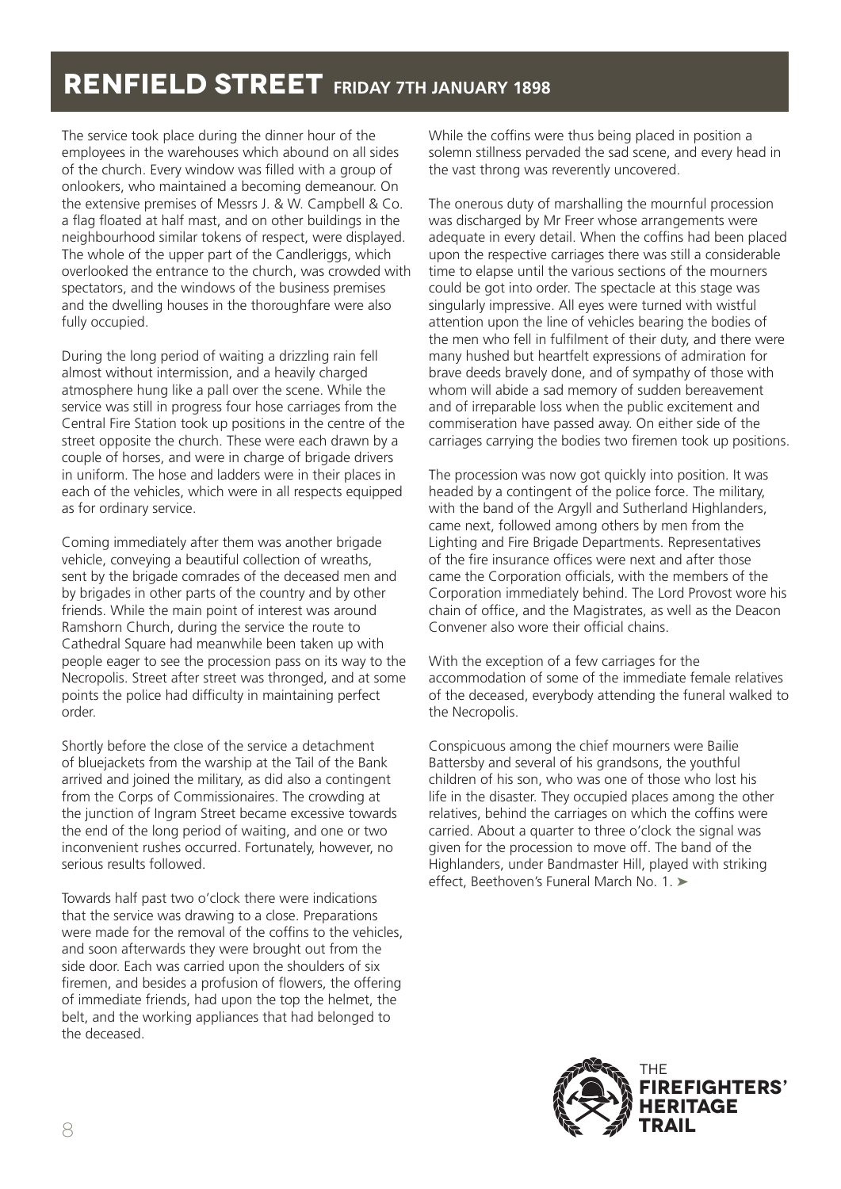# RENFIELD STREET FRIDAY 7TH JANUARY 1898

The service took place during the dinner hour of the employees in the warehouses which abound on all sides of the church. Every window was filled with a group of onlookers, who maintained a becoming demeanour. On the extensive premises of Messrs J. & W. Campbell & Co. a flag floated at half mast, and on other buildings in the neighbourhood similar tokens of respect, were displayed. The whole of the upper part of the Candleriggs, which overlooked the entrance to the church, was crowded with spectators, and the windows of the business premises and the dwelling houses in the thoroughfare were also fully occupied.

During the long period of waiting a drizzling rain fell almost without intermission, and a heavily charged atmosphere hung like a pall over the scene. While the service was still in progress four hose carriages from the Central Fire Station took up positions in the centre of the street opposite the church. These were each drawn by a couple of horses, and were in charge of brigade drivers in uniform. The hose and ladders were in their places in each of the vehicles, which were in all respects equipped as for ordinary service.

Coming immediately after them was another brigade vehicle, conveying a beautiful collection of wreaths, sent by the brigade comrades of the deceased men and by brigades in other parts of the country and by other friends. While the main point of interest was around Ramshorn Church, during the service the route to Cathedral Square had meanwhile been taken up with people eager to see the procession pass on its way to the Necropolis. Street after street was thronged, and at some points the police had difficulty in maintaining perfect order.

Shortly before the close of the service a detachment of bluejackets from the warship at the Tail of the Bank arrived and joined the military, as did also a contingent from the Corps of Commissionaires. The crowding at the junction of Ingram Street became excessive towards the end of the long period of waiting, and one or two inconvenient rushes occurred. Fortunately, however, no serious results followed.

Towards half past two o'clock there were indications that the service was drawing to a close. Preparations were made for the removal of the coffins to the vehicles, and soon afterwards they were brought out from the side door. Each was carried upon the shoulders of six firemen, and besides a profusion of flowers, the offering of immediate friends, had upon the top the helmet, the belt, and the working appliances that had belonged to the deceased.

While the coffins were thus being placed in position a solemn stillness pervaded the sad scene, and every head in the vast throng was reverently uncovered.

The onerous duty of marshalling the mournful procession was discharged by Mr Freer whose arrangements were adequate in every detail. When the coffins had been placed upon the respective carriages there was still a considerable time to elapse until the various sections of the mourners could be got into order. The spectacle at this stage was singularly impressive. All eyes were turned with wistful attention upon the line of vehicles bearing the bodies of the men who fell in fulfilment of their duty, and there were many hushed but heartfelt expressions of admiration for brave deeds bravely done, and of sympathy of those with whom will abide a sad memory of sudden bereavement and of irreparable loss when the public excitement and commiseration have passed away. On either side of the carriages carrying the bodies two firemen took up positions.

The procession was now got quickly into position. It was headed by a contingent of the police force. The military, with the band of the Argyll and Sutherland Highlanders, came next, followed among others by men from the Lighting and Fire Brigade Departments. Representatives of the fire insurance offices were next and after those came the Corporation officials, with the members of the Corporation immediately behind. The Lord Provost wore his chain of office, and the Magistrates, as well as the Deacon Convener also wore their official chains.

With the exception of a few carriages for the accommodation of some of the immediate female relatives of the deceased, everybody attending the funeral walked to the Necropolis.

Conspicuous among the chief mourners were Bailie Battersby and several of his grandsons, the youthful children of his son, who was one of those who lost his life in the disaster. They occupied places among the other relatives, behind the carriages on which the coffins were carried. About a quarter to three o'clock the signal was given for the procession to move off. The band of the Highlanders, under Bandmaster Hill, played with striking effect, Beethoven's Funeral March No. 1. ➤

THE FIREFIGHTERS' HERITAGE TRAIL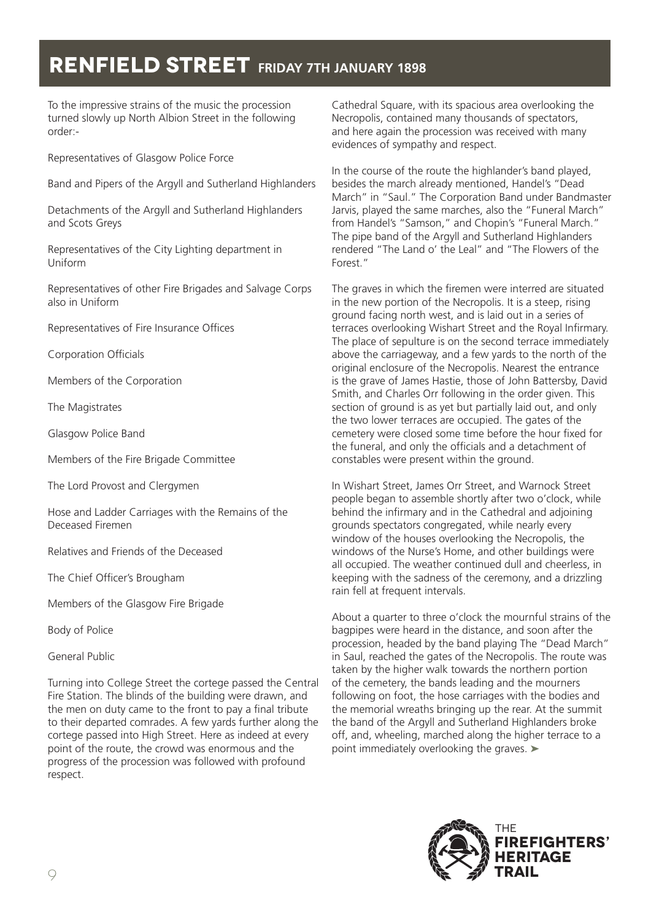# RENFIELD STREET FRIDAY 7TH JANUARY 1898

To the impressive strains of the music the procession turned slowly up North Albion Street in the following order:-

Representatives of Glasgow Police Force

Band and Pipers of the Argyll and Sutherland Highlanders

Detachments of the Argyll and Sutherland Highlanders and Scots Greys

Representatives of the City Lighting department in Uniform

Representatives of other Fire Brigades and Salvage Corps also in Uniform

Representatives of Fire Insurance Offices

Corporation Officials

Members of the Corporation

The Magistrates

Glasgow Police Band

Members of the Fire Brigade Committee

The Lord Provost and Clergymen

Hose and Ladder Carriages with the Remains of the Deceased Firemen

Relatives and Friends of the Deceased

The Chief Officer's Brougham

Members of the Glasgow Fire Brigade

Body of Police

General Public

Turning into College Street the cortege passed the Central Fire Station. The blinds of the building were drawn, and the men on duty came to the front to pay a final tribute to their departed comrades. A few yards further along the cortege passed into High Street. Here as indeed at every point of the route, the crowd was enormous and the progress of the procession was followed with profound respect.

Cathedral Square, with its spacious area overlooking the Necropolis, contained many thousands of spectators, and here again the procession was received with many evidences of sympathy and respect.

In the course of the route the highlander's band played, besides the march already mentioned, Handel's "Dead March" in "Saul." The Corporation Band under Bandmaster Jarvis, played the same marches, also the "Funeral March" from Handel's "Samson," and Chopin's "Funeral March." The pipe band of the Argyll and Sutherland Highlanders rendered "The Land o' the Leal" and "The Flowers of the Forest."

The graves in which the firemen were interred are situated in the new portion of the Necropolis. It is a steep, rising ground facing north west, and is laid out in a series of terraces overlooking Wishart Street and the Royal Infirmary. The place of sepulture is on the second terrace immediately above the carriageway, and a few yards to the north of the original enclosure of the Necropolis. Nearest the entrance is the grave of James Hastie, those of John Battersby, David Smith, and Charles Orr following in the order given. This section of ground is as yet but partially laid out, and only the two lower terraces are occupied. The gates of the cemetery were closed some time before the hour fixed for the funeral, and only the officials and a detachment of constables were present within the ground.

In Wishart Street, James Orr Street, and Warnock Street people began to assemble shortly after two o'clock, while behind the infirmary and in the Cathedral and adjoining grounds spectators congregated, while nearly every window of the houses overlooking the Necropolis, the windows of the Nurse's Home, and other buildings were all occupied. The weather continued dull and cheerless, in keeping with the sadness of the ceremony, and a drizzling rain fell at frequent intervals.

About a quarter to three o'clock the mournful strains of the bagpipes were heard in the distance, and soon after the procession, headed by the band playing The "Dead March" in Saul, reached the gates of the Necropolis. The route was taken by the higher walk towards the northern portion of the cemetery, the bands leading and the mourners following on foot, the hose carriages with the bodies and the memorial wreaths bringing up the rear. At the summit the band of the Argyll and Sutherland Highlanders broke off, and, wheeling, marched along the higher terrace to a point immediately overlooking the graves. ➤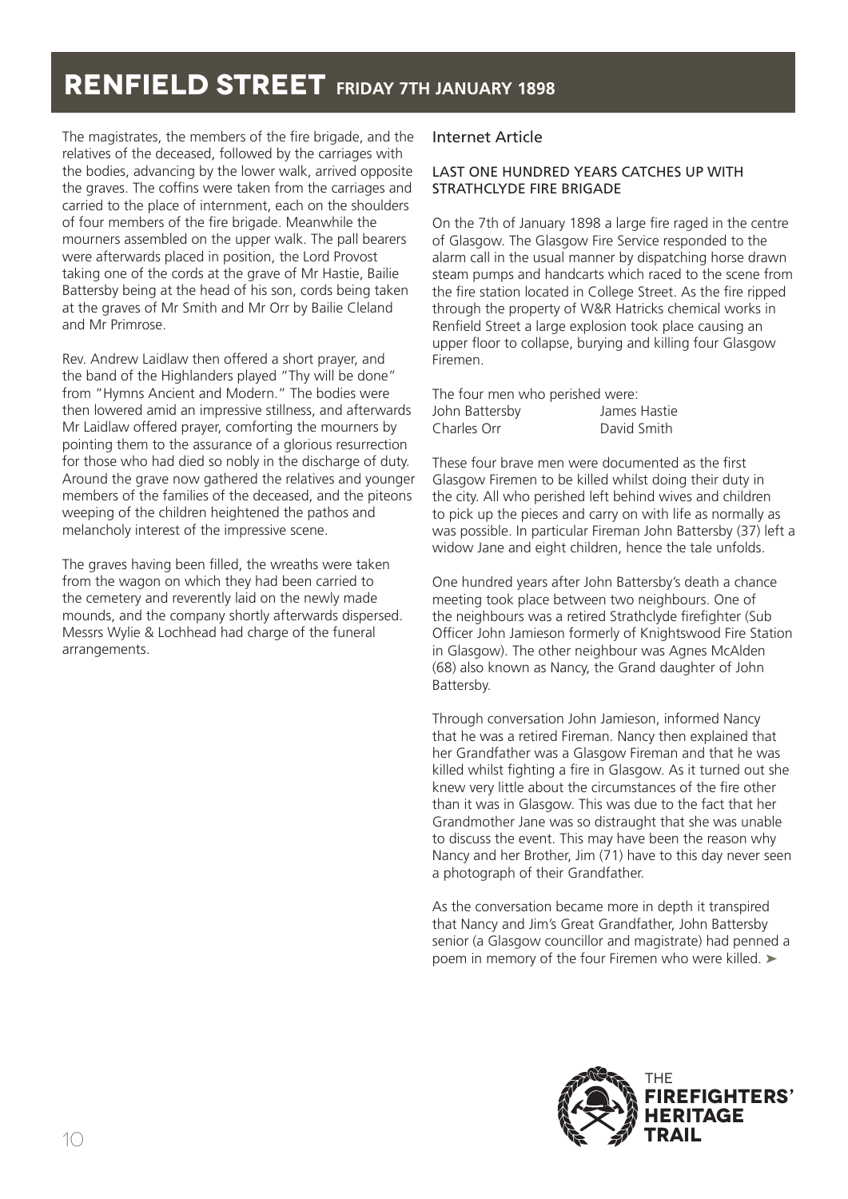# RENFIELD STREET FRIDAY 7TH JANUARY 1898

The magistrates, the members of the fire brigade, and the relatives of the deceased, followed by the carriages with the bodies, advancing by the lower walk, arrived opposite the graves. The coffins were taken from the carriages and carried to the place of internment, each on the shoulders of four members of the fire brigade. Meanwhile the mourners assembled on the upper walk. The pall bearers were afterwards placed in position, the Lord Provost taking one of the cords at the grave of Mr Hastie, Bailie Battersby being at the head of his son, cords being taken at the graves of Mr Smith and Mr Orr by Bailie Cleland and Mr Primrose.

Rev. Andrew Laidlaw then offered a short prayer, and the band of the Highlanders played "Thy will be done" from "Hymns Ancient and Modern." The bodies were then lowered amid an impressive stillness, and afterwards Mr Laidlaw offered prayer, comforting the mourners by pointing them to the assurance of a glorious resurrection for those who had died so nobly in the discharge of duty. Around the grave now gathered the relatives and younger members of the families of the deceased, and the piteons weeping of the children heightened the pathos and melancholy interest of the impressive scene.

The graves having been filled, the wreaths were taken from the wagon on which they had been carried to the cemetery and reverently laid on the newly made mounds, and the company shortly afterwards dispersed. Messrs Wylie & Lochhead had charge of the funeral arrangements.

Internet Article

LAST ONE HUNDRED YEARS CATCHES UP WITH STRATHCLYDE FIRE BRIGADE

On the 7th of January 1898 a large fire raged in the centre of Glasgow. The Glasgow Fire Service responded to the alarm call in the usual manner by dispatching horse drawn steam pumps and handcarts which raced to the scene from the fire station located in College Street. As the fire ripped through the property of W&R Hatricks chemical works in Renfield Street a large explosion took place causing an upper floor to collapse, burying and killing four Glasgow Firemen.

The four men who perished were:

| | |
|---|---|
| John Battersby | James Hastie |
| Charles Orr | David Smith |

These four brave men were documented as the first Glasgow Firemen to be killed whilst doing their duty in the city. All who perished left behind wives and children to pick up the pieces and carry on with life as normally as was possible. In particular Fireman John Battersby (37) left a widow Jane and eight children, hence the tale unfolds.

One hundred years after John Battersby's death a chance meeting took place between two neighbours. One of the neighbours was a retired Strathclyde firefighter (Sub Officer John Jamieson formerly of Knightswood Fire Station in Glasgow). The other neighbour was Agnes McAlden (68) also known as Nancy, the Grand daughter of John Battersby.

Through conversation John Jamieson, informed Nancy that he was a retired Fireman. Nancy then explained that her Grandfather was a Glasgow Fireman and that he was killed whilst fighting a fire in Glasgow. As it turned out she knew very little about the circumstances of the fire other than it was in Glasgow. This was due to the fact that her Grandmother Jane was so distraught that she was unable to discuss the event. This may have been the reason why Nancy and her Brother, Jim (71) have to this day never seen a photograph of their Grandfather.

As the conversation became more in depth it transpired that Nancy and Jim's Great Grandfather, John Battersby senior (a Glasgow councillor and magistrate) had penned a poem in memory of the four Firemen who were killed. ➤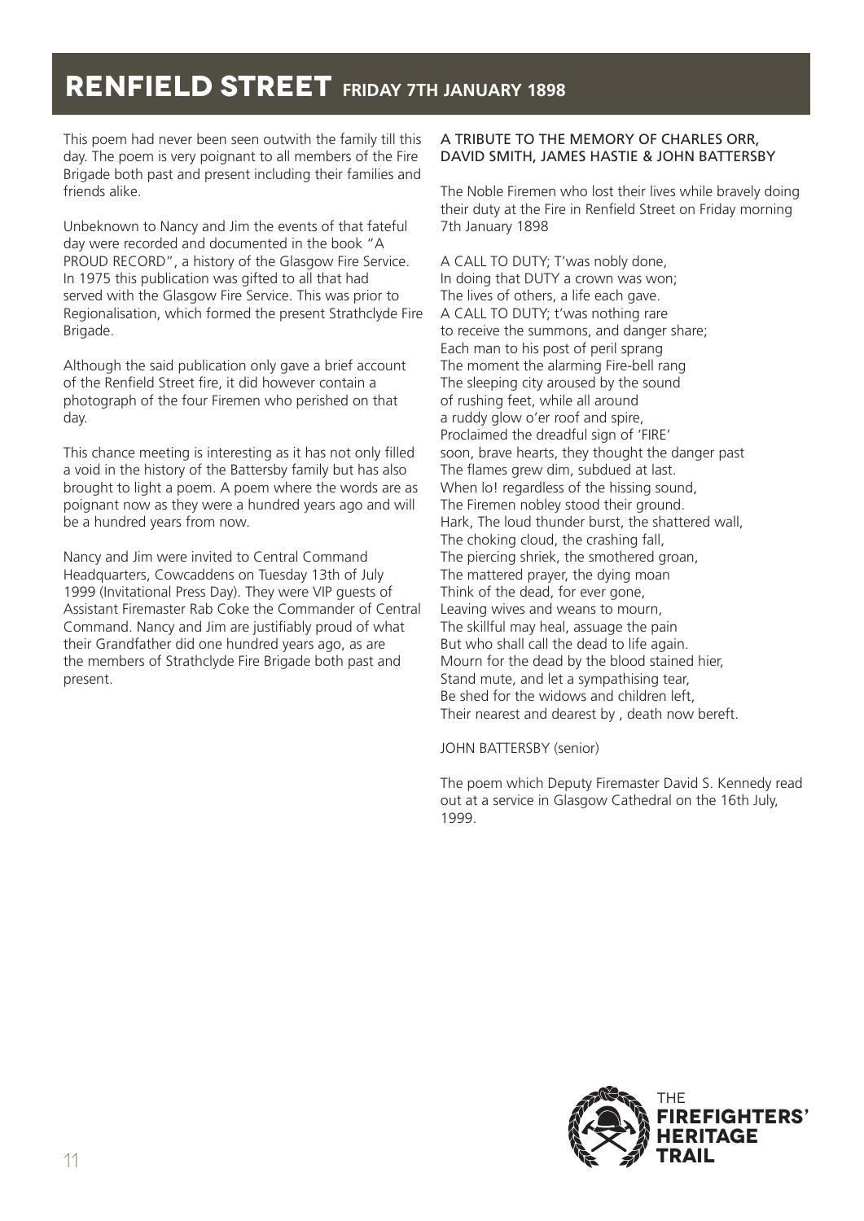# RENFIELD STREET FRIDAY 7TH JANUARY 1898

This poem had never been seen outwith the family till this day. The poem is very poignant to all members of the Fire Brigade both past and present including their families and friends alike.

Unbeknown to Nancy and Jim the events of that fateful day were recorded and documented in the book "A PROUD RECORD", a history of the Glasgow Fire Service. In 1975 this publication was gifted to all that had served with the Glasgow Fire Service. This was prior to Regionalisation, which formed the present Strathclyde Fire Brigade.

Although the said publication only gave a brief account of the Renfield Street fire, it did however contain a photograph of the four Firemen who perished on that day.

This chance meeting is interesting as it has not only filled a void in the history of the Battersby family but has also brought to light a poem. A poem where the words are as poignant now as they were a hundred years ago and will be a hundred years from now.

Nancy and Jim were invited to Central Command Headquarters, Cowcaddens on Tuesday 13th of July 1999 (Invitational Press Day). They were VIP guests of Assistant Firemaster Rab Coke the Commander of Central Command. Nancy and Jim are justifiably proud of what their Grandfather did one hundred years ago, as are the members of Strathclyde Fire Brigade both past and present.

A TRIBUTE TO THE MEMORY OF CHARLES ORR, DAVID SMITH, JAMES HASTIE & JOHN BATTERSBY

The Noble Firemen who lost their lives while bravely doing their duty at the Fire in Renfield Street on Friday morning 7th January 1898

A CALL TO DUTY; T'was nobly done,
In doing that DUTY a crown was won;
The lives of others, a life each gave.
A CALL TO DUTY; t'was nothing rare
to receive the summons, and danger share;
Each man to his post of peril sprang
The moment the alarming Fire-bell rang
The sleeping city aroused by the sound
of rushing feet, while all around
a ruddy glow o'er roof and spire,
Proclaimed the dreadful sign of 'FIRE'
soon, brave hearts, they thought the danger past
The flames grew dim, subdued at last.
When lo! regardless of the hissing sound,
The Firemen nobley stood their ground.
Hark, The loud thunder burst, the shattered wall,
The choking cloud, the crashing fall,
The piercing shriek, the smothered groan,
The mattered prayer, the dying moan
Think of the dead, for ever gone,
Leaving wives and weans to mourn,
The skillful may heal, assuage the pain
But who shall call the dead to life again.
Mourn for the dead by the blood stained hier,
Stand mute, and let a sympathising tear,
Be shed for the widows and children left,
Their nearest and dearest by , death now bereft.

JOHN BATTERSBY (senior)

The poem which Deputy Firemaster David S. Kennedy read out at a service in Glasgow Cathedral on the 16th July, 1999.

THE FIREFIGHTERS' HERITAGE TRAIL